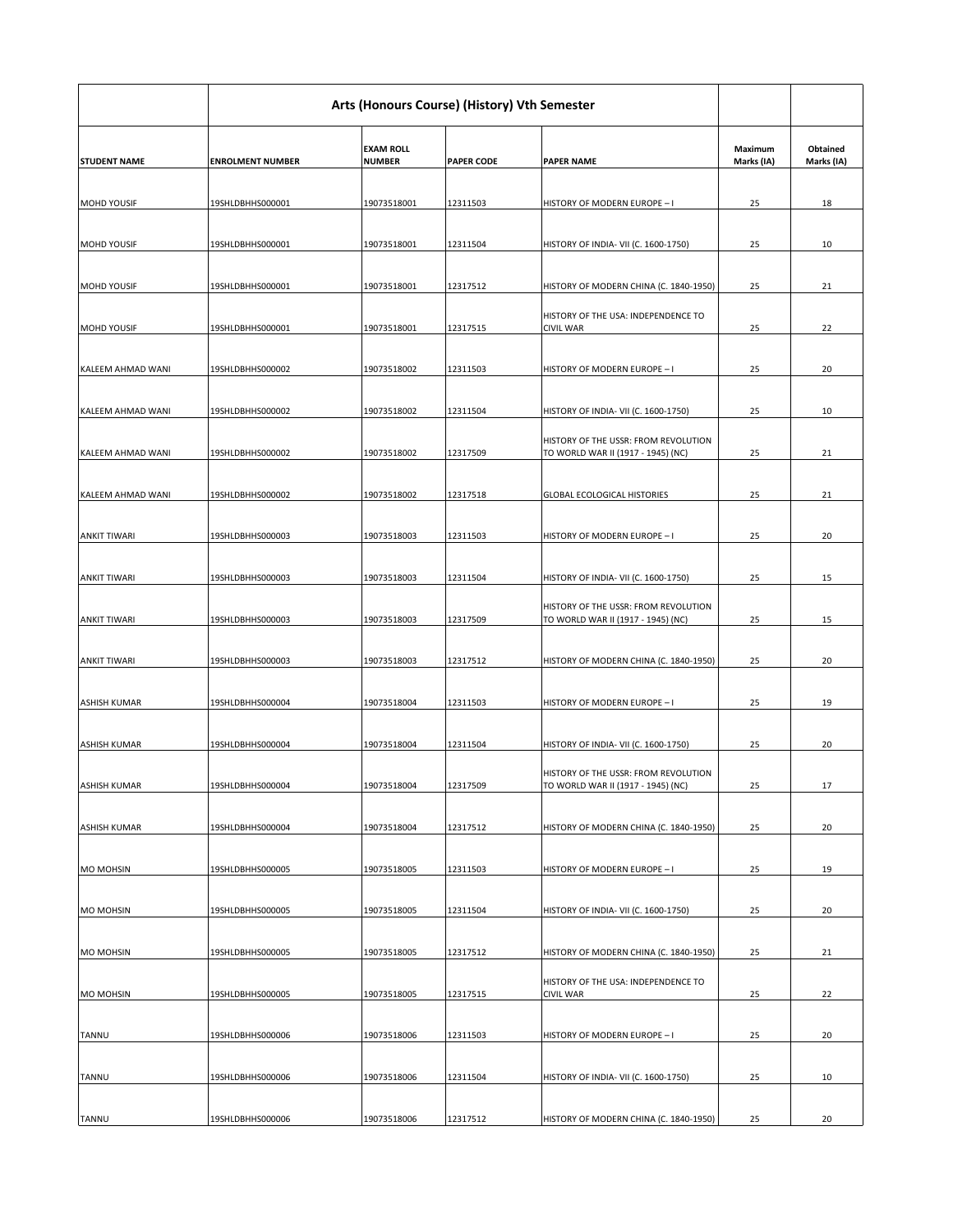| | Arts (Honours Course) (History) Vth Semester | | | | | |
|---|---|---|---|---|---|---|
| **STUDENT NAME** | **ENROLMENT NUMBER** | **EXAM ROLL NUMBER** | **PAPER CODE** | **PAPER NAME** | **Maximum Marks (IA)** | **Obtained Marks (IA)** |
| MOHD YOUSIF | 19SHLDBHHS000001 | 19073518001 | 12311503 | HISTORY OF MODERN EUROPE – I | 25 | 18 |
| MOHD YOUSIF | 19SHLDBHHS000001 | 19073518001 | 12311504 | HISTORY OF INDIA- VII (C. 1600-1750) | 25 | 10 |
| MOHD YOUSIF | 19SHLDBHHS000001 | 19073518001 | 12317512 | HISTORY OF MODERN CHINA (C. 1840-1950) | 25 | 21 |
| MOHD YOUSIF | 19SHLDBHHS000001 | 19073518001 | 12317515 | HISTORY OF THE USA: INDEPENDENCE TO CIVIL WAR | 25 | 22 |
| KALEEM AHMAD WANI | 19SHLDBHHS000002 | 19073518002 | 12311503 | HISTORY OF MODERN EUROPE – I | 25 | 20 |
| KALEEM AHMAD WANI | 19SHLDBHHS000002 | 19073518002 | 12311504 | HISTORY OF INDIA- VII (C. 1600-1750) | 25 | 10 |
| KALEEM AHMAD WANI | 19SHLDBHHS000002 | 19073518002 | 12317509 | HISTORY OF THE USSR: FROM REVOLUTION TO WORLD WAR II (1917 - 1945) (NC) | 25 | 21 |
| KALEEM AHMAD WANI | 19SHLDBHHS000002 | 19073518002 | 12317518 | GLOBAL ECOLOGICAL HISTORIES | 25 | 21 |
| ANKIT TIWARI | 19SHLDBHHS000003 | 19073518003 | 12311503 | HISTORY OF MODERN EUROPE – I | 25 | 20 |
| ANKIT TIWARI | 19SHLDBHHS000003 | 19073518003 | 12311504 | HISTORY OF INDIA- VII (C. 1600-1750) | 25 | 15 |
| ANKIT TIWARI | 19SHLDBHHS000003 | 19073518003 | 12317509 | HISTORY OF THE USSR: FROM REVOLUTION TO WORLD WAR II (1917 - 1945) (NC) | 25 | 15 |
| ANKIT TIWARI | 19SHLDBHHS000003 | 19073518003 | 12317512 | HISTORY OF MODERN CHINA (C. 1840-1950) | 25 | 20 |
| ASHISH KUMAR | 19SHLDBHHS000004 | 19073518004 | 12311503 | HISTORY OF MODERN EUROPE – I | 25 | 19 |
| ASHISH KUMAR | 19SHLDBHHS000004 | 19073518004 | 12311504 | HISTORY OF INDIA- VII (C. 1600-1750) | 25 | 20 |
| ASHISH KUMAR | 19SHLDBHHS000004 | 19073518004 | 12317509 | HISTORY OF THE USSR: FROM REVOLUTION TO WORLD WAR II (1917 - 1945) (NC) | 25 | 17 |
| ASHISH KUMAR | 19SHLDBHHS000004 | 19073518004 | 12317512 | HISTORY OF MODERN CHINA (C. 1840-1950) | 25 | 20 |
| MO MOHSIN | 19SHLDBHHS000005 | 19073518005 | 12311503 | HISTORY OF MODERN EUROPE – I | 25 | 19 |
| MO MOHSIN | 19SHLDBHHS000005 | 19073518005 | 12311504 | HISTORY OF INDIA- VII (C. 1600-1750) | 25 | 20 |
| MO MOHSIN | 19SHLDBHHS000005 | 19073518005 | 12317512 | HISTORY OF MODERN CHINA (C. 1840-1950) | 25 | 21 |
| MO MOHSIN | 19SHLDBHHS000005 | 19073518005 | 12317515 | HISTORY OF THE USA: INDEPENDENCE TO CIVIL WAR | 25 | 22 |
| TANNU | 19SHLDBHHS000006 | 19073518006 | 12311503 | HISTORY OF MODERN EUROPE – I | 25 | 20 |
| TANNU | 19SHLDBHHS000006 | 19073518006 | 12311504 | HISTORY OF INDIA- VII (C. 1600-1750) | 25 | 10 |
| TANNU | 19SHLDBHHS000006 | 19073518006 | 12317512 | HISTORY OF MODERN CHINA (C. 1840-1950) | 25 | 20 |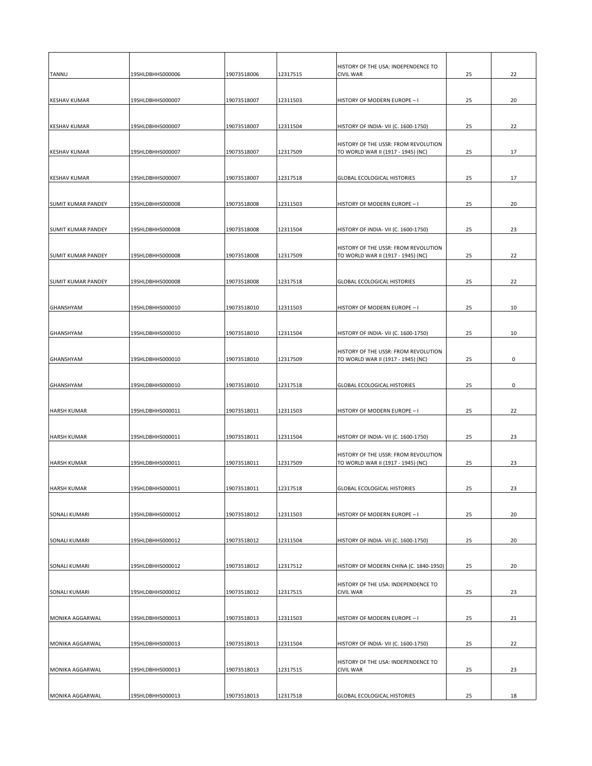| | | | | | | |
|---|---|---|---|---|---|---|
| TANNU | 19SHLDBHHS000006 | 19073518006 | 12317515 | HISTORY OF THE USA: INDEPENDENCE TO CIVIL WAR | 25 | 22 |
| KESHAV KUMAR | 19SHLDBHHS000007 | 19073518007 | 12311503 | HISTORY OF MODERN EUROPE – I | 25 | 20 |
| KESHAV KUMAR | 19SHLDBHHS000007 | 19073518007 | 12311504 | HISTORY OF INDIA- VII (C. 1600-1750) | 25 | 22 |
| KESHAV KUMAR | 19SHLDBHHS000007 | 19073518007 | 12317509 | HISTORY OF THE USSR: FROM REVOLUTION TO WORLD WAR II (1917 - 1945) (NC) | 25 | 17 |
| KESHAV KUMAR | 19SHLDBHHS000007 | 19073518007 | 12317518 | GLOBAL ECOLOGICAL HISTORIES | 25 | 17 |
| SUMIT KUMAR PANDEY | 19SHLDBHHS000008 | 19073518008 | 12311503 | HISTORY OF MODERN EUROPE – I | 25 | 20 |
| SUMIT KUMAR PANDEY | 19SHLDBHHS000008 | 19073518008 | 12311504 | HISTORY OF INDIA- VII (C. 1600-1750) | 25 | 23 |
| SUMIT KUMAR PANDEY | 19SHLDBHHS000008 | 19073518008 | 12317509 | HISTORY OF THE USSR: FROM REVOLUTION TO WORLD WAR II (1917 - 1945) (NC) | 25 | 22 |
| SUMIT KUMAR PANDEY | 19SHLDBHHS000008 | 19073518008 | 12317518 | GLOBAL ECOLOGICAL HISTORIES | 25 | 22 |
| GHANSHYAM | 19SHLDBHHS000010 | 19073518010 | 12311503 | HISTORY OF MODERN EUROPE – I | 25 | 10 |
| GHANSHYAM | 19SHLDBHHS000010 | 19073518010 | 12311504 | HISTORY OF INDIA- VII (C. 1600-1750) | 25 | 10 |
| GHANSHYAM | 19SHLDBHHS000010 | 19073518010 | 12317509 | HISTORY OF THE USSR: FROM REVOLUTION TO WORLD WAR II (1917 - 1945) (NC) | 25 | 0 |
| GHANSHYAM | 19SHLDBHHS000010 | 19073518010 | 12317518 | GLOBAL ECOLOGICAL HISTORIES | 25 | 0 |
| HARSH KUMAR | 19SHLDBHHS000011 | 19073518011 | 12311503 | HISTORY OF MODERN EUROPE – I | 25 | 22 |
| HARSH KUMAR | 19SHLDBHHS000011 | 19073518011 | 12311504 | HISTORY OF INDIA- VII (C. 1600-1750) | 25 | 23 |
| HARSH KUMAR | 19SHLDBHHS000011 | 19073518011 | 12317509 | HISTORY OF THE USSR: FROM REVOLUTION TO WORLD WAR II (1917 - 1945) (NC) | 25 | 23 |
| HARSH KUMAR | 19SHLDBHHS000011 | 19073518011 | 12317518 | GLOBAL ECOLOGICAL HISTORIES | 25 | 23 |
| SONALI KUMARI | 19SHLDBHHS000012 | 19073518012 | 12311503 | HISTORY OF MODERN EUROPE – I | 25 | 20 |
| SONALI KUMARI | 19SHLDBHHS000012 | 19073518012 | 12311504 | HISTORY OF INDIA- VII (C. 1600-1750) | 25 | 20 |
| SONALI KUMARI | 19SHLDBHHS000012 | 19073518012 | 12317512 | HISTORY OF MODERN CHINA (C. 1840-1950) | 25 | 20 |
| SONALI KUMARI | 19SHLDBHHS000012 | 19073518012 | 12317515 | HISTORY OF THE USA: INDEPENDENCE TO CIVIL WAR | 25 | 23 |
| MONIKA AGGARWAL | 19SHLDBHHS000013 | 19073518013 | 12311503 | HISTORY OF MODERN EUROPE – I | 25 | 21 |
| MONIKA AGGARWAL | 19SHLDBHHS000013 | 19073518013 | 12311504 | HISTORY OF INDIA- VII (C. 1600-1750) | 25 | 22 |
| MONIKA AGGARWAL | 19SHLDBHHS000013 | 19073518013 | 12317515 | HISTORY OF THE USA: INDEPENDENCE TO CIVIL WAR | 25 | 23 |
| MONIKA AGGARWAL | 19SHLDBHHS000013 | 19073518013 | 12317518 | GLOBAL ECOLOGICAL HISTORIES | 25 | 18 |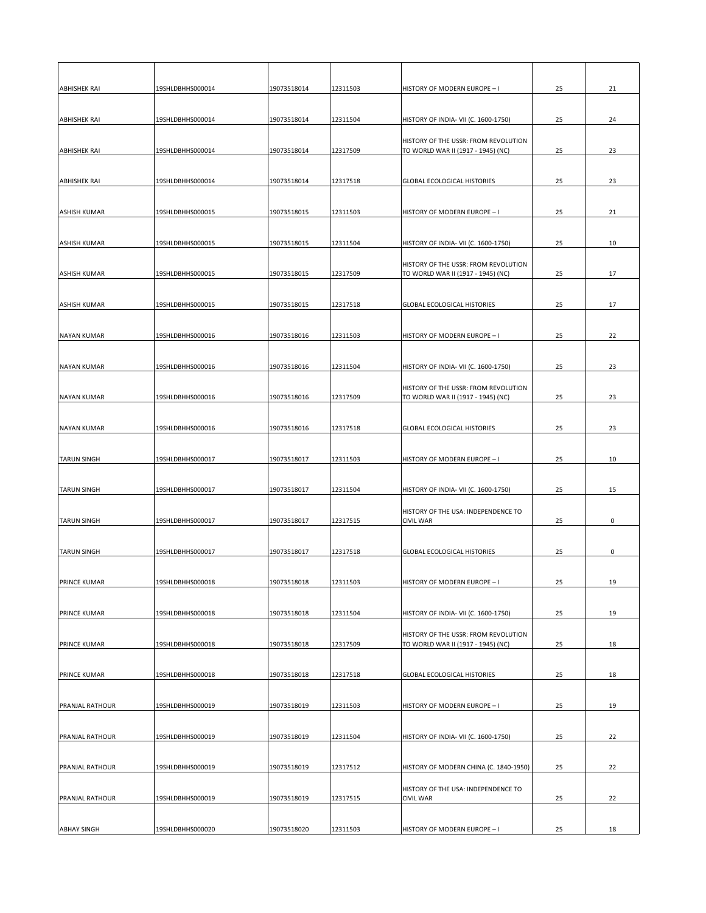| | | | | | | |
|---|---|---|---|---|---|---|
| ABHISHEK RAI | 19SHLDBHHS000014 | 19073518014 | 12311503 | HISTORY OF MODERN EUROPE – I | 25 | 21 |
| ABHISHEK RAI | 19SHLDBHHS000014 | 19073518014 | 12311504 | HISTORY OF INDIA- VII (C. 1600-1750) | 25 | 24 |
| ABHISHEK RAI | 19SHLDBHHS000014 | 19073518014 | 12317509 | HISTORY OF THE USSR: FROM REVOLUTION TO WORLD WAR II (1917 - 1945) (NC) | 25 | 23 |
| ABHISHEK RAI | 19SHLDBHHS000014 | 19073518014 | 12317518 | GLOBAL ECOLOGICAL HISTORIES | 25 | 23 |
| ASHISH KUMAR | 19SHLDBHHS000015 | 19073518015 | 12311503 | HISTORY OF MODERN EUROPE – I | 25 | 21 |
| ASHISH KUMAR | 19SHLDBHHS000015 | 19073518015 | 12311504 | HISTORY OF INDIA- VII (C. 1600-1750) | 25 | 10 |
| ASHISH KUMAR | 19SHLDBHHS000015 | 19073518015 | 12317509 | HISTORY OF THE USSR: FROM REVOLUTION TO WORLD WAR II (1917 - 1945) (NC) | 25 | 17 |
| ASHISH KUMAR | 19SHLDBHHS000015 | 19073518015 | 12317518 | GLOBAL ECOLOGICAL HISTORIES | 25 | 17 |
| NAYAN KUMAR | 19SHLDBHHS000016 | 19073518016 | 12311503 | HISTORY OF MODERN EUROPE – I | 25 | 22 |
| NAYAN KUMAR | 19SHLDBHHS000016 | 19073518016 | 12311504 | HISTORY OF INDIA- VII (C. 1600-1750) | 25 | 23 |
| NAYAN KUMAR | 19SHLDBHHS000016 | 19073518016 | 12317509 | HISTORY OF THE USSR: FROM REVOLUTION TO WORLD WAR II (1917 - 1945) (NC) | 25 | 23 |
| NAYAN KUMAR | 19SHLDBHHS000016 | 19073518016 | 12317518 | GLOBAL ECOLOGICAL HISTORIES | 25 | 23 |
| TARUN SINGH | 19SHLDBHHS000017 | 19073518017 | 12311503 | HISTORY OF MODERN EUROPE – I | 25 | 10 |
| TARUN SINGH | 19SHLDBHHS000017 | 19073518017 | 12311504 | HISTORY OF INDIA- VII (C. 1600-1750) | 25 | 15 |
| TARUN SINGH | 19SHLDBHHS000017 | 19073518017 | 12317515 | HISTORY OF THE USA: INDEPENDENCE TO CIVIL WAR | 25 | 0 |
| TARUN SINGH | 19SHLDBHHS000017 | 19073518017 | 12317518 | GLOBAL ECOLOGICAL HISTORIES | 25 | 0 |
| PRINCE KUMAR | 19SHLDBHHS000018 | 19073518018 | 12311503 | HISTORY OF MODERN EUROPE – I | 25 | 19 |
| PRINCE KUMAR | 19SHLDBHHS000018 | 19073518018 | 12311504 | HISTORY OF INDIA- VII (C. 1600-1750) | 25 | 19 |
| PRINCE KUMAR | 19SHLDBHHS000018 | 19073518018 | 12317509 | HISTORY OF THE USSR: FROM REVOLUTION TO WORLD WAR II (1917 - 1945) (NC) | 25 | 18 |
| PRINCE KUMAR | 19SHLDBHHS000018 | 19073518018 | 12317518 | GLOBAL ECOLOGICAL HISTORIES | 25 | 18 |
| PRANJAL RATHOUR | 19SHLDBHHS000019 | 19073518019 | 12311503 | HISTORY OF MODERN EUROPE – I | 25 | 19 |
| PRANJAL RATHOUR | 19SHLDBHHS000019 | 19073518019 | 12311504 | HISTORY OF INDIA- VII (C. 1600-1750) | 25 | 22 |
| PRANJAL RATHOUR | 19SHLDBHHS000019 | 19073518019 | 12317512 | HISTORY OF MODERN CHINA (C. 1840-1950) | 25 | 22 |
| PRANJAL RATHOUR | 19SHLDBHHS000019 | 19073518019 | 12317515 | HISTORY OF THE USA: INDEPENDENCE TO CIVIL WAR | 25 | 22 |
| ABHAY SINGH | 19SHLDBHHS000020 | 19073518020 | 12311503 | HISTORY OF MODERN EUROPE – I | 25 | 18 |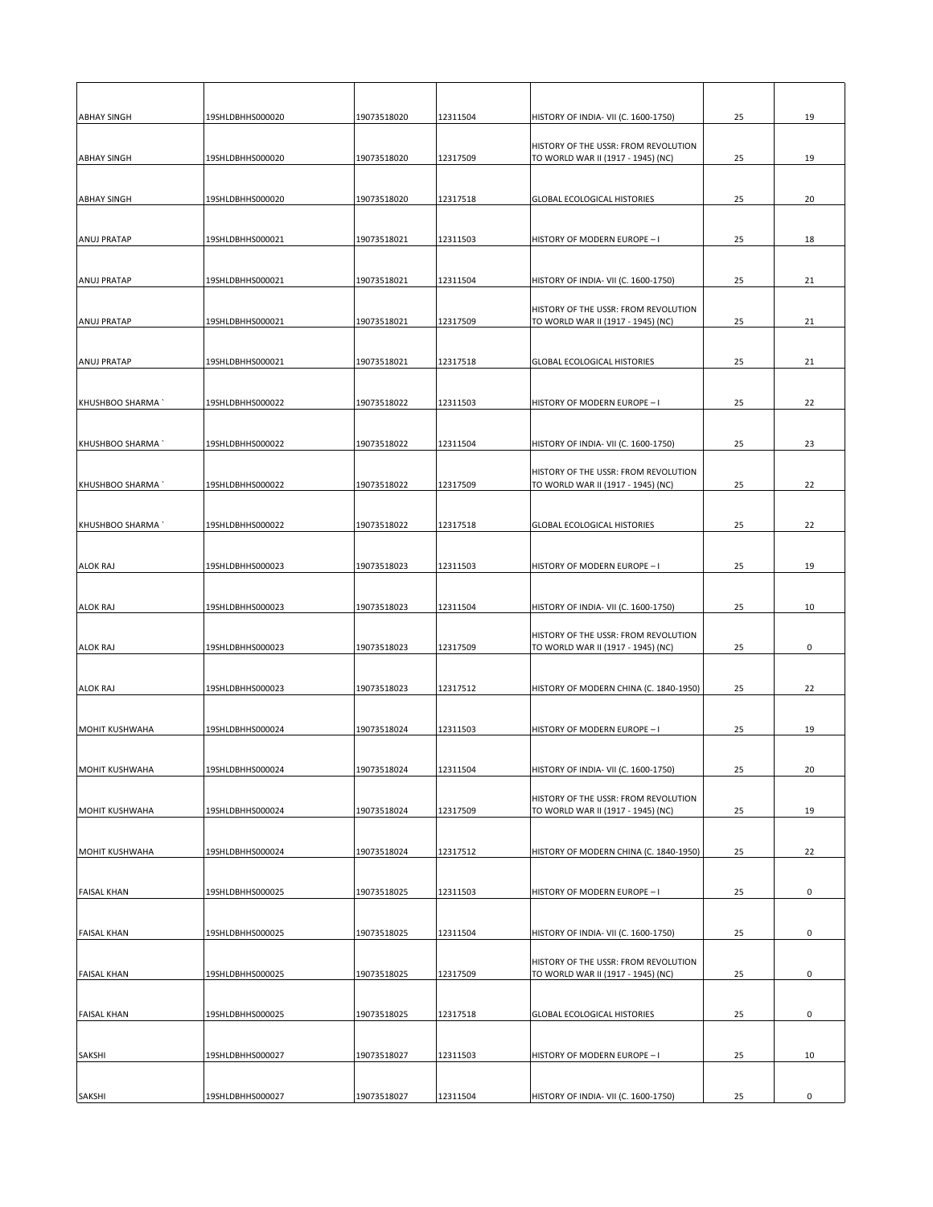| | | | | | | |
|---|---|---|---|---|---|---|
| ABHAY SINGH | 19SHLDBHHS000020 | 19073518020 | 12311504 | HISTORY OF INDIA- VII (C. 1600-1750) | 25 | 19 |
| ABHAY SINGH | 19SHLDBHHS000020 | 19073518020 | 12317509 | HISTORY OF THE USSR: FROM REVOLUTION TO WORLD WAR II (1917 - 1945) (NC) | 25 | 19 |
| ABHAY SINGH | 19SHLDBHHS000020 | 19073518020 | 12317518 | GLOBAL ECOLOGICAL HISTORIES | 25 | 20 |
| ANUJ PRATAP | 19SHLDBHHS000021 | 19073518021 | 12311503 | HISTORY OF MODERN EUROPE – I | 25 | 18 |
| ANUJ PRATAP | 19SHLDBHHS000021 | 19073518021 | 12311504 | HISTORY OF INDIA- VII (C. 1600-1750) | 25 | 21 |
| ANUJ PRATAP | 19SHLDBHHS000021 | 19073518021 | 12317509 | HISTORY OF THE USSR: FROM REVOLUTION TO WORLD WAR II (1917 - 1945) (NC) | 25 | 21 |
| ANUJ PRATAP | 19SHLDBHHS000021 | 19073518021 | 12317518 | GLOBAL ECOLOGICAL HISTORIES | 25 | 21 |
| KHUSHBOO SHARMA ` | 19SHLDBHHS000022 | 19073518022 | 12311503 | HISTORY OF MODERN EUROPE – I | 25 | 22 |
| KHUSHBOO SHARMA ` | 19SHLDBHHS000022 | 19073518022 | 12311504 | HISTORY OF INDIA- VII (C. 1600-1750) | 25 | 23 |
| KHUSHBOO SHARMA ` | 19SHLDBHHS000022 | 19073518022 | 12317509 | HISTORY OF THE USSR: FROM REVOLUTION TO WORLD WAR II (1917 - 1945) (NC) | 25 | 22 |
| KHUSHBOO SHARMA ` | 19SHLDBHHS000022 | 19073518022 | 12317518 | GLOBAL ECOLOGICAL HISTORIES | 25 | 22 |
| ALOK RAJ | 19SHLDBHHS000023 | 19073518023 | 12311503 | HISTORY OF MODERN EUROPE – I | 25 | 19 |
| ALOK RAJ | 19SHLDBHHS000023 | 19073518023 | 12311504 | HISTORY OF INDIA- VII (C. 1600-1750) | 25 | 10 |
| ALOK RAJ | 19SHLDBHHS000023 | 19073518023 | 12317509 | HISTORY OF THE USSR: FROM REVOLUTION TO WORLD WAR II (1917 - 1945) (NC) | 25 | 0 |
| ALOK RAJ | 19SHLDBHHS000023 | 19073518023 | 12317512 | HISTORY OF MODERN CHINA (C. 1840-1950) | 25 | 22 |
| MOHIT KUSHWAHA | 19SHLDBHHS000024 | 19073518024 | 12311503 | HISTORY OF MODERN EUROPE – I | 25 | 19 |
| MOHIT KUSHWAHA | 19SHLDBHHS000024 | 19073518024 | 12311504 | HISTORY OF INDIA- VII (C. 1600-1750) | 25 | 20 |
| MOHIT KUSHWAHA | 19SHLDBHHS000024 | 19073518024 | 12317509 | HISTORY OF THE USSR: FROM REVOLUTION TO WORLD WAR II (1917 - 1945) (NC) | 25 | 19 |
| MOHIT KUSHWAHA | 19SHLDBHHS000024 | 19073518024 | 12317512 | HISTORY OF MODERN CHINA (C. 1840-1950) | 25 | 22 |
| FAISAL KHAN | 19SHLDBHHS000025 | 19073518025 | 12311503 | HISTORY OF MODERN EUROPE – I | 25 | 0 |
| FAISAL KHAN | 19SHLDBHHS000025 | 19073518025 | 12311504 | HISTORY OF INDIA- VII (C. 1600-1750) | 25 | 0 |
| FAISAL KHAN | 19SHLDBHHS000025 | 19073518025 | 12317509 | HISTORY OF THE USSR: FROM REVOLUTION TO WORLD WAR II (1917 - 1945) (NC) | 25 | 0 |
| FAISAL KHAN | 19SHLDBHHS000025 | 19073518025 | 12317518 | GLOBAL ECOLOGICAL HISTORIES | 25 | 0 |
| SAKSHI | 19SHLDBHHS000027 | 19073518027 | 12311503 | HISTORY OF MODERN EUROPE – I | 25 | 10 |
| SAKSHI | 19SHLDBHHS000027 | 19073518027 | 12311504 | HISTORY OF INDIA- VII (C. 1600-1750) | 25 | 0 |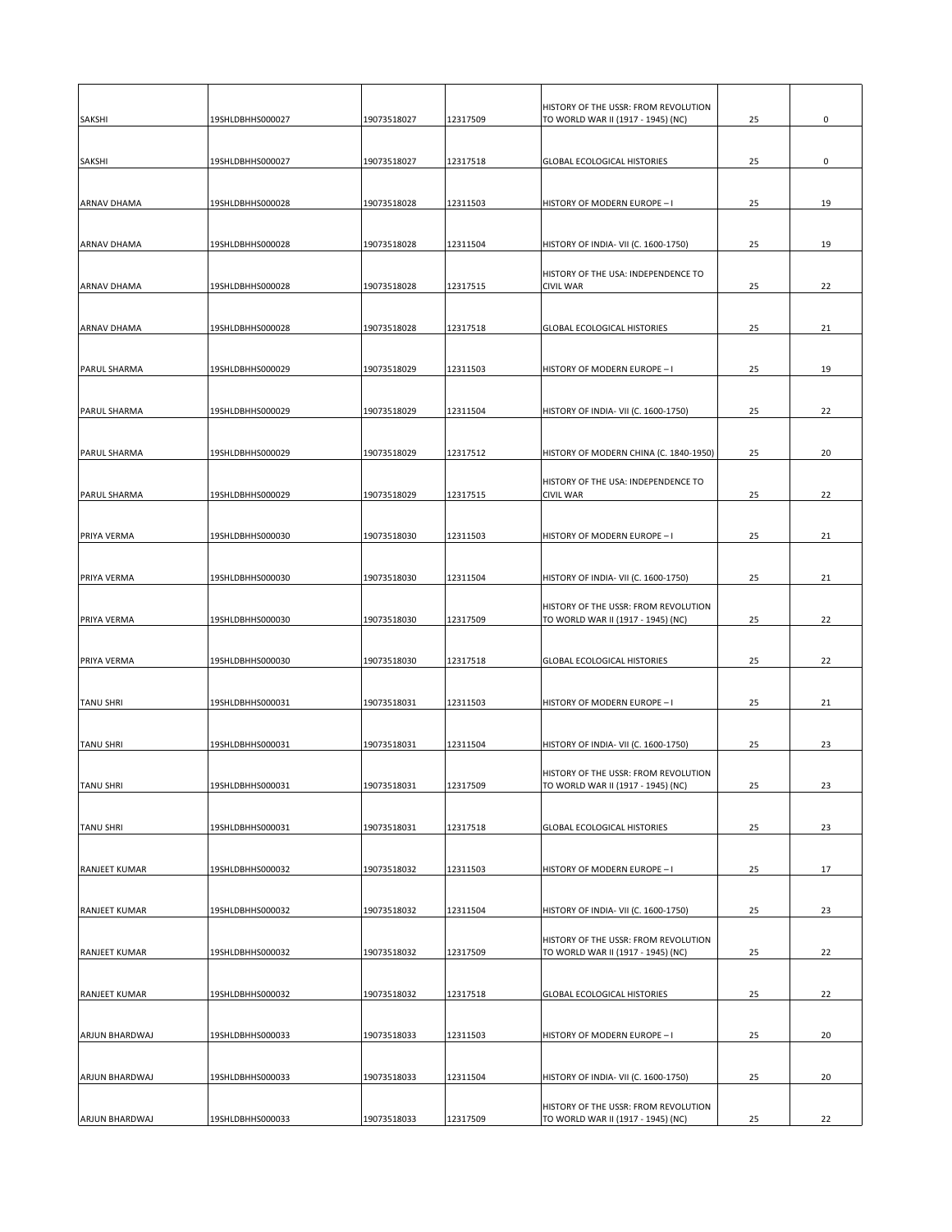| | | | | | | |
|---|---|---|---|---|---|---|
| SAKSHI | 19SHLDBHHS000027 | 19073518027 | 12317509 | HISTORY OF THE USSR: FROM REVOLUTION TO WORLD WAR II (1917 - 1945) (NC) | 25 | 0 |
| SAKSHI | 19SHLDBHHS000027 | 19073518027 | 12317518 | GLOBAL ECOLOGICAL HISTORIES | 25 | 0 |
| ARNAV DHAMA | 19SHLDBHHS000028 | 19073518028 | 12311503 | HISTORY OF MODERN EUROPE – I | 25 | 19 |
| ARNAV DHAMA | 19SHLDBHHS000028 | 19073518028 | 12311504 | HISTORY OF INDIA- VII (C. 1600-1750) | 25 | 19 |
| ARNAV DHAMA | 19SHLDBHHS000028 | 19073518028 | 12317515 | HISTORY OF THE USA: INDEPENDENCE TO CIVIL WAR | 25 | 22 |
| ARNAV DHAMA | 19SHLDBHHS000028 | 19073518028 | 12317518 | GLOBAL ECOLOGICAL HISTORIES | 25 | 21 |
| PARUL SHARMA | 19SHLDBHHS000029 | 19073518029 | 12311503 | HISTORY OF MODERN EUROPE – I | 25 | 19 |
| PARUL SHARMA | 19SHLDBHHS000029 | 19073518029 | 12311504 | HISTORY OF INDIA- VII (C. 1600-1750) | 25 | 22 |
| PARUL SHARMA | 19SHLDBHHS000029 | 19073518029 | 12317512 | HISTORY OF MODERN CHINA (C. 1840-1950) | 25 | 20 |
| PARUL SHARMA | 19SHLDBHHS000029 | 19073518029 | 12317515 | HISTORY OF THE USA: INDEPENDENCE TO CIVIL WAR | 25 | 22 |
| PRIYA VERMA | 19SHLDBHHS000030 | 19073518030 | 12311503 | HISTORY OF MODERN EUROPE – I | 25 | 21 |
| PRIYA VERMA | 19SHLDBHHS000030 | 19073518030 | 12311504 | HISTORY OF INDIA- VII (C. 1600-1750) | 25 | 21 |
| PRIYA VERMA | 19SHLDBHHS000030 | 19073518030 | 12317509 | HISTORY OF THE USSR: FROM REVOLUTION TO WORLD WAR II (1917 - 1945) (NC) | 25 | 22 |
| PRIYA VERMA | 19SHLDBHHS000030 | 19073518030 | 12317518 | GLOBAL ECOLOGICAL HISTORIES | 25 | 22 |
| TANU SHRI | 19SHLDBHHS000031 | 19073518031 | 12311503 | HISTORY OF MODERN EUROPE – I | 25 | 21 |
| TANU SHRI | 19SHLDBHHS000031 | 19073518031 | 12311504 | HISTORY OF INDIA- VII (C. 1600-1750) | 25 | 23 |
| TANU SHRI | 19SHLDBHHS000031 | 19073518031 | 12317509 | HISTORY OF THE USSR: FROM REVOLUTION TO WORLD WAR II (1917 - 1945) (NC) | 25 | 23 |
| TANU SHRI | 19SHLDBHHS000031 | 19073518031 | 12317518 | GLOBAL ECOLOGICAL HISTORIES | 25 | 23 |
| RANJEET KUMAR | 19SHLDBHHS000032 | 19073518032 | 12311503 | HISTORY OF MODERN EUROPE – I | 25 | 17 |
| RANJEET KUMAR | 19SHLDBHHS000032 | 19073518032 | 12311504 | HISTORY OF INDIA- VII (C. 1600-1750) | 25 | 23 |
| RANJEET KUMAR | 19SHLDBHHS000032 | 19073518032 | 12317509 | HISTORY OF THE USSR: FROM REVOLUTION TO WORLD WAR II (1917 - 1945) (NC) | 25 | 22 |
| RANJEET KUMAR | 19SHLDBHHS000032 | 19073518032 | 12317518 | GLOBAL ECOLOGICAL HISTORIES | 25 | 22 |
| ARJUN BHARDWAJ | 19SHLDBHHS000033 | 19073518033 | 12311503 | HISTORY OF MODERN EUROPE – I | 25 | 20 |
| ARJUN BHARDWAJ | 19SHLDBHHS000033 | 19073518033 | 12311504 | HISTORY OF INDIA- VII (C. 1600-1750) | 25 | 20 |
| ARJUN BHARDWAJ | 19SHLDBHHS000033 | 19073518033 | 12317509 | HISTORY OF THE USSR: FROM REVOLUTION TO WORLD WAR II (1917 - 1945) (NC) | 25 | 22 |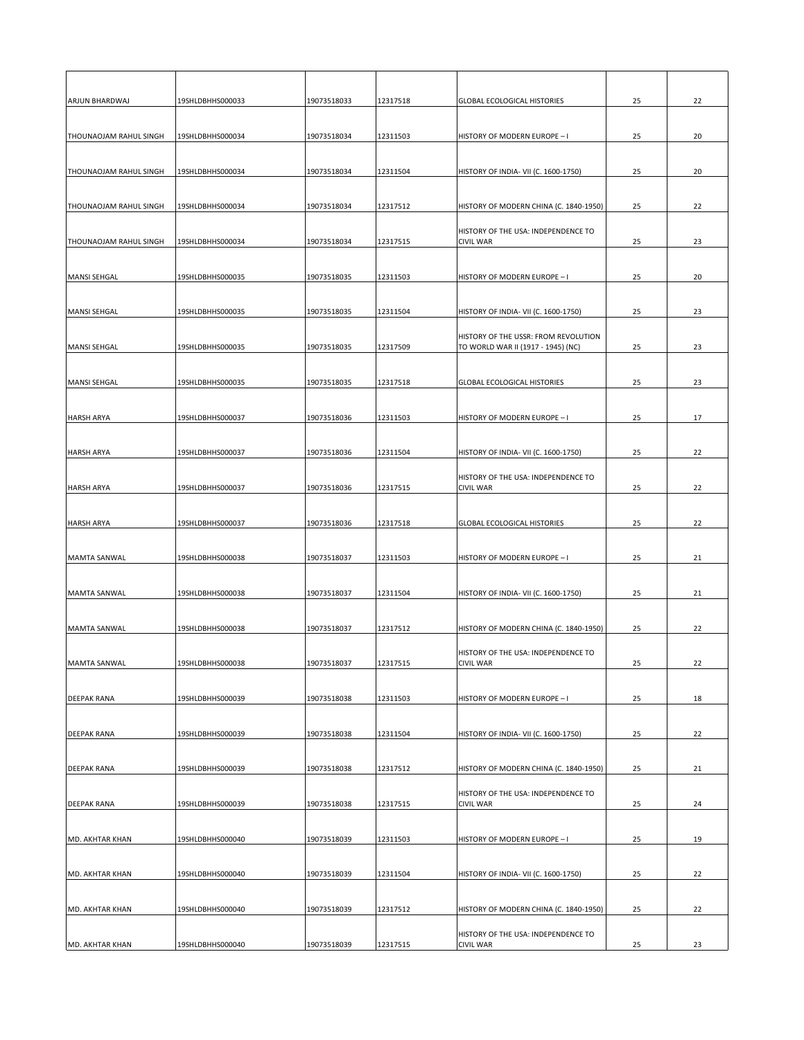| | | | | | | |
|---|---|---|---|---|---|---|
| ARJUN BHARDWAJ | 19SHLDBHHS000033 | 19073518033 | 12317518 | GLOBAL ECOLOGICAL HISTORIES | 25 | 22 |
| THOUNAOJAM RAHUL SINGH | 19SHLDBHHS000034 | 19073518034 | 12311503 | HISTORY OF MODERN EUROPE – I | 25 | 20 |
| THOUNAOJAM RAHUL SINGH | 19SHLDBHHS000034 | 19073518034 | 12311504 | HISTORY OF INDIA- VII (C. 1600-1750) | 25 | 20 |
| THOUNAOJAM RAHUL SINGH | 19SHLDBHHS000034 | 19073518034 | 12317512 | HISTORY OF MODERN CHINA (C. 1840-1950) | 25 | 22 |
| THOUNAOJAM RAHUL SINGH | 19SHLDBHHS000034 | 19073518034 | 12317515 | HISTORY OF THE USA: INDEPENDENCE TO CIVIL WAR | 25 | 23 |
| MANSI SEHGAL | 19SHLDBHHS000035 | 19073518035 | 12311503 | HISTORY OF MODERN EUROPE – I | 25 | 20 |
| MANSI SEHGAL | 19SHLDBHHS000035 | 19073518035 | 12311504 | HISTORY OF INDIA- VII (C. 1600-1750) | 25 | 23 |
| MANSI SEHGAL | 19SHLDBHHS000035 | 19073518035 | 12317509 | HISTORY OF THE USSR: FROM REVOLUTION TO WORLD WAR II (1917 - 1945) (NC) | 25 | 23 |
| MANSI SEHGAL | 19SHLDBHHS000035 | 19073518035 | 12317518 | GLOBAL ECOLOGICAL HISTORIES | 25 | 23 |
| HARSH ARYA | 19SHLDBHHS000037 | 19073518036 | 12311503 | HISTORY OF MODERN EUROPE – I | 25 | 17 |
| HARSH ARYA | 19SHLDBHHS000037 | 19073518036 | 12311504 | HISTORY OF INDIA- VII (C. 1600-1750) | 25 | 22 |
| HARSH ARYA | 19SHLDBHHS000037 | 19073518036 | 12317515 | HISTORY OF THE USA: INDEPENDENCE TO CIVIL WAR | 25 | 22 |
| HARSH ARYA | 19SHLDBHHS000037 | 19073518036 | 12317518 | GLOBAL ECOLOGICAL HISTORIES | 25 | 22 |
| MAMTA SANWAL | 19SHLDBHHS000038 | 19073518037 | 12311503 | HISTORY OF MODERN EUROPE – I | 25 | 21 |
| MAMTA SANWAL | 19SHLDBHHS000038 | 19073518037 | 12311504 | HISTORY OF INDIA- VII (C. 1600-1750) | 25 | 21 |
| MAMTA SANWAL | 19SHLDBHHS000038 | 19073518037 | 12317512 | HISTORY OF MODERN CHINA (C. 1840-1950) | 25 | 22 |
| MAMTA SANWAL | 19SHLDBHHS000038 | 19073518037 | 12317515 | HISTORY OF THE USA: INDEPENDENCE TO CIVIL WAR | 25 | 22 |
| DEEPAK RANA | 19SHLDBHHS000039 | 19073518038 | 12311503 | HISTORY OF MODERN EUROPE – I | 25 | 18 |
| DEEPAK RANA | 19SHLDBHHS000039 | 19073518038 | 12311504 | HISTORY OF INDIA- VII (C. 1600-1750) | 25 | 22 |
| DEEPAK RANA | 19SHLDBHHS000039 | 19073518038 | 12317512 | HISTORY OF MODERN CHINA (C. 1840-1950) | 25 | 21 |
| DEEPAK RANA | 19SHLDBHHS000039 | 19073518038 | 12317515 | HISTORY OF THE USA: INDEPENDENCE TO CIVIL WAR | 25 | 24 |
| MD. AKHTAR KHAN | 19SHLDBHHS000040 | 19073518039 | 12311503 | HISTORY OF MODERN EUROPE – I | 25 | 19 |
| MD. AKHTAR KHAN | 19SHLDBHHS000040 | 19073518039 | 12311504 | HISTORY OF INDIA- VII (C. 1600-1750) | 25 | 22 |
| MD. AKHTAR KHAN | 19SHLDBHHS000040 | 19073518039 | 12317512 | HISTORY OF MODERN CHINA (C. 1840-1950) | 25 | 22 |
| MD. AKHTAR KHAN | 19SHLDBHHS000040 | 19073518039 | 12317515 | HISTORY OF THE USA: INDEPENDENCE TO CIVIL WAR | 25 | 23 |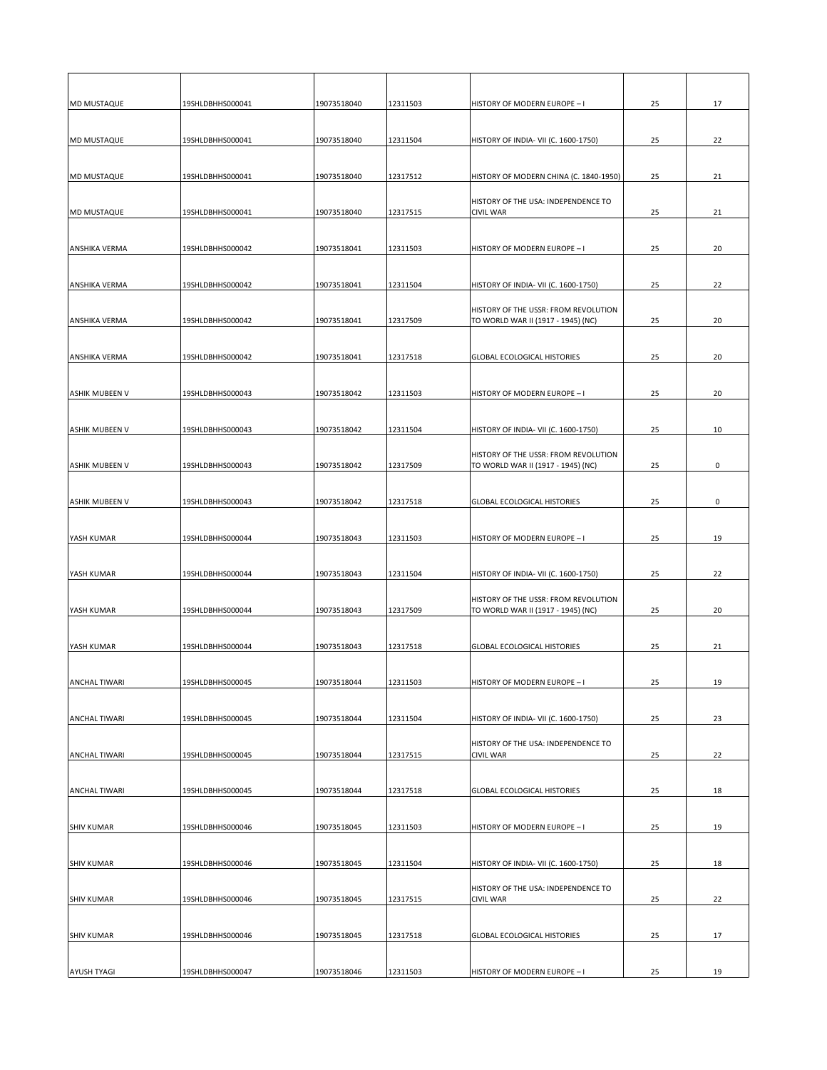| | | | | | | |
|---|---|---|---|---|---|---|
| MD MUSTAQUE | 19SHLDBHHS000041 | 19073518040 | 12311503 | HISTORY OF MODERN EUROPE – I | 25 | 17 |
| MD MUSTAQUE | 19SHLDBHHS000041 | 19073518040 | 12311504 | HISTORY OF INDIA- VII (C. 1600-1750) | 25 | 22 |
| MD MUSTAQUE | 19SHLDBHHS000041 | 19073518040 | 12317512 | HISTORY OF MODERN CHINA (C. 1840-1950) | 25 | 21 |
| MD MUSTAQUE | 19SHLDBHHS000041 | 19073518040 | 12317515 | HISTORY OF THE USA: INDEPENDENCE TO CIVIL WAR | 25 | 21 |
| ANSHIKA VERMA | 19SHLDBHHS000042 | 19073518041 | 12311503 | HISTORY OF MODERN EUROPE – I | 25 | 20 |
| ANSHIKA VERMA | 19SHLDBHHS000042 | 19073518041 | 12311504 | HISTORY OF INDIA- VII (C. 1600-1750) | 25 | 22 |
| ANSHIKA VERMA | 19SHLDBHHS000042 | 19073518041 | 12317509 | HISTORY OF THE USSR: FROM REVOLUTION TO WORLD WAR II (1917 - 1945) (NC) | 25 | 20 |
| ANSHIKA VERMA | 19SHLDBHHS000042 | 19073518041 | 12317518 | GLOBAL ECOLOGICAL HISTORIES | 25 | 20 |
| ASHIK MUBEEN V | 19SHLDBHHS000043 | 19073518042 | 12311503 | HISTORY OF MODERN EUROPE – I | 25 | 20 |
| ASHIK MUBEEN V | 19SHLDBHHS000043 | 19073518042 | 12311504 | HISTORY OF INDIA- VII (C. 1600-1750) | 25 | 10 |
| ASHIK MUBEEN V | 19SHLDBHHS000043 | 19073518042 | 12317509 | HISTORY OF THE USSR: FROM REVOLUTION TO WORLD WAR II (1917 - 1945) (NC) | 25 | 0 |
| ASHIK MUBEEN V | 19SHLDBHHS000043 | 19073518042 | 12317518 | GLOBAL ECOLOGICAL HISTORIES | 25 | 0 |
| YASH KUMAR | 19SHLDBHHS000044 | 19073518043 | 12311503 | HISTORY OF MODERN EUROPE – I | 25 | 19 |
| YASH KUMAR | 19SHLDBHHS000044 | 19073518043 | 12311504 | HISTORY OF INDIA- VII (C. 1600-1750) | 25 | 22 |
| YASH KUMAR | 19SHLDBHHS000044 | 19073518043 | 12317509 | HISTORY OF THE USSR: FROM REVOLUTION TO WORLD WAR II (1917 - 1945) (NC) | 25 | 20 |
| YASH KUMAR | 19SHLDBHHS000044 | 19073518043 | 12317518 | GLOBAL ECOLOGICAL HISTORIES | 25 | 21 |
| ANCHAL TIWARI | 19SHLDBHHS000045 | 19073518044 | 12311503 | HISTORY OF MODERN EUROPE – I | 25 | 19 |
| ANCHAL TIWARI | 19SHLDBHHS000045 | 19073518044 | 12311504 | HISTORY OF INDIA- VII (C. 1600-1750) | 25 | 23 |
| ANCHAL TIWARI | 19SHLDBHHS000045 | 19073518044 | 12317515 | HISTORY OF THE USA: INDEPENDENCE TO CIVIL WAR | 25 | 22 |
| ANCHAL TIWARI | 19SHLDBHHS000045 | 19073518044 | 12317518 | GLOBAL ECOLOGICAL HISTORIES | 25 | 18 |
| SHIV KUMAR | 19SHLDBHHS000046 | 19073518045 | 12311503 | HISTORY OF MODERN EUROPE – I | 25 | 19 |
| SHIV KUMAR | 19SHLDBHHS000046 | 19073518045 | 12311504 | HISTORY OF INDIA- VII (C. 1600-1750) | 25 | 18 |
| SHIV KUMAR | 19SHLDBHHS000046 | 19073518045 | 12317515 | HISTORY OF THE USA: INDEPENDENCE TO CIVIL WAR | 25 | 22 |
| SHIV KUMAR | 19SHLDBHHS000046 | 19073518045 | 12317518 | GLOBAL ECOLOGICAL HISTORIES | 25 | 17 |
| AYUSH TYAGI | 19SHLDBHHS000047 | 19073518046 | 12311503 | HISTORY OF MODERN EUROPE – I | 25 | 19 |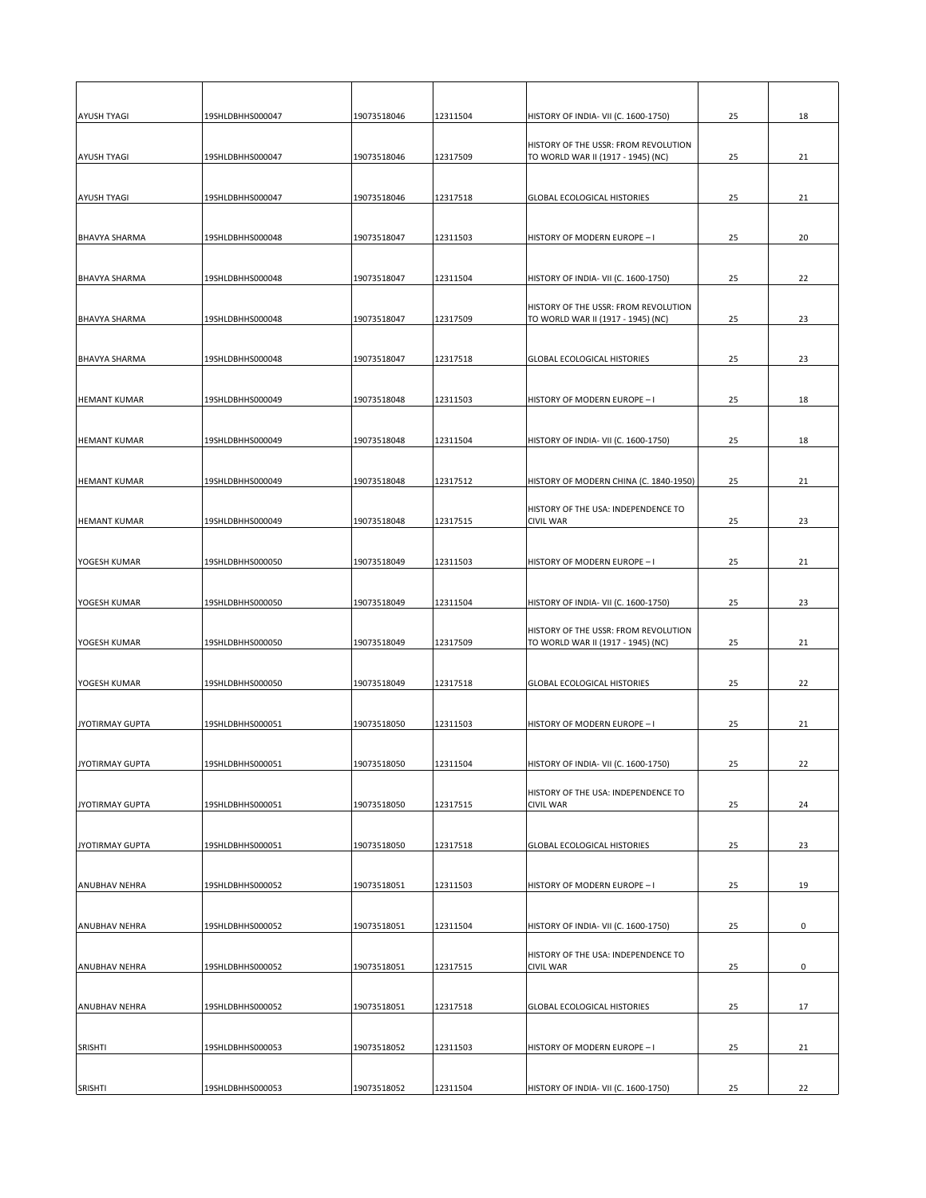| | | | | | | |
|---|---|---|---|---|---|---|
| AYUSH TYAGI | 19SHLDBHHS000047 | 19073518046 | 12311504 | HISTORY OF INDIA- VII (C. 1600-1750) | 25 | 18 |
| AYUSH TYAGI | 19SHLDBHHS000047 | 19073518046 | 12317509 | HISTORY OF THE USSR: FROM REVOLUTION TO WORLD WAR II (1917 - 1945) (NC) | 25 | 21 |
| AYUSH TYAGI | 19SHLDBHHS000047 | 19073518046 | 12317518 | GLOBAL ECOLOGICAL HISTORIES | 25 | 21 |
| BHAVYA SHARMA | 19SHLDBHHS000048 | 19073518047 | 12311503 | HISTORY OF MODERN EUROPE – I | 25 | 20 |
| BHAVYA SHARMA | 19SHLDBHHS000048 | 19073518047 | 12311504 | HISTORY OF INDIA- VII (C. 1600-1750) | 25 | 22 |
| BHAVYA SHARMA | 19SHLDBHHS000048 | 19073518047 | 12317509 | HISTORY OF THE USSR: FROM REVOLUTION TO WORLD WAR II (1917 - 1945) (NC) | 25 | 23 |
| BHAVYA SHARMA | 19SHLDBHHS000048 | 19073518047 | 12317518 | GLOBAL ECOLOGICAL HISTORIES | 25 | 23 |
| HEMANT KUMAR | 19SHLDBHHS000049 | 19073518048 | 12311503 | HISTORY OF MODERN EUROPE – I | 25 | 18 |
| HEMANT KUMAR | 19SHLDBHHS000049 | 19073518048 | 12311504 | HISTORY OF INDIA- VII (C. 1600-1750) | 25 | 18 |
| HEMANT KUMAR | 19SHLDBHHS000049 | 19073518048 | 12317512 | HISTORY OF MODERN CHINA (C. 1840-1950) | 25 | 21 |
| HEMANT KUMAR | 19SHLDBHHS000049 | 19073518048 | 12317515 | HISTORY OF THE USA: INDEPENDENCE TO CIVIL WAR | 25 | 23 |
| YOGESH KUMAR | 19SHLDBHHS000050 | 19073518049 | 12311503 | HISTORY OF MODERN EUROPE – I | 25 | 21 |
| YOGESH KUMAR | 19SHLDBHHS000050 | 19073518049 | 12311504 | HISTORY OF INDIA- VII (C. 1600-1750) | 25 | 23 |
| YOGESH KUMAR | 19SHLDBHHS000050 | 19073518049 | 12317509 | HISTORY OF THE USSR: FROM REVOLUTION TO WORLD WAR II (1917 - 1945) (NC) | 25 | 21 |
| YOGESH KUMAR | 19SHLDBHHS000050 | 19073518049 | 12317518 | GLOBAL ECOLOGICAL HISTORIES | 25 | 22 |
| JYOTIRMAY GUPTA | 19SHLDBHHS000051 | 19073518050 | 12311503 | HISTORY OF MODERN EUROPE – I | 25 | 21 |
| JYOTIRMAY GUPTA | 19SHLDBHHS000051 | 19073518050 | 12311504 | HISTORY OF INDIA- VII (C. 1600-1750) | 25 | 22 |
| JYOTIRMAY GUPTA | 19SHLDBHHS000051 | 19073518050 | 12317515 | HISTORY OF THE USA: INDEPENDENCE TO CIVIL WAR | 25 | 24 |
| JYOTIRMAY GUPTA | 19SHLDBHHS000051 | 19073518050 | 12317518 | GLOBAL ECOLOGICAL HISTORIES | 25 | 23 |
| ANUBHAV NEHRA | 19SHLDBHHS000052 | 19073518051 | 12311503 | HISTORY OF MODERN EUROPE – I | 25 | 19 |
| ANUBHAV NEHRA | 19SHLDBHHS000052 | 19073518051 | 12311504 | HISTORY OF INDIA- VII (C. 1600-1750) | 25 | 0 |
| ANUBHAV NEHRA | 19SHLDBHHS000052 | 19073518051 | 12317515 | HISTORY OF THE USA: INDEPENDENCE TO CIVIL WAR | 25 | 0 |
| ANUBHAV NEHRA | 19SHLDBHHS000052 | 19073518051 | 12317518 | GLOBAL ECOLOGICAL HISTORIES | 25 | 17 |
| SRISHTI | 19SHLDBHHS000053 | 19073518052 | 12311503 | HISTORY OF MODERN EUROPE – I | 25 | 21 |
| SRISHTI | 19SHLDBHHS000053 | 19073518052 | 12311504 | HISTORY OF INDIA- VII (C. 1600-1750) | 25 | 22 |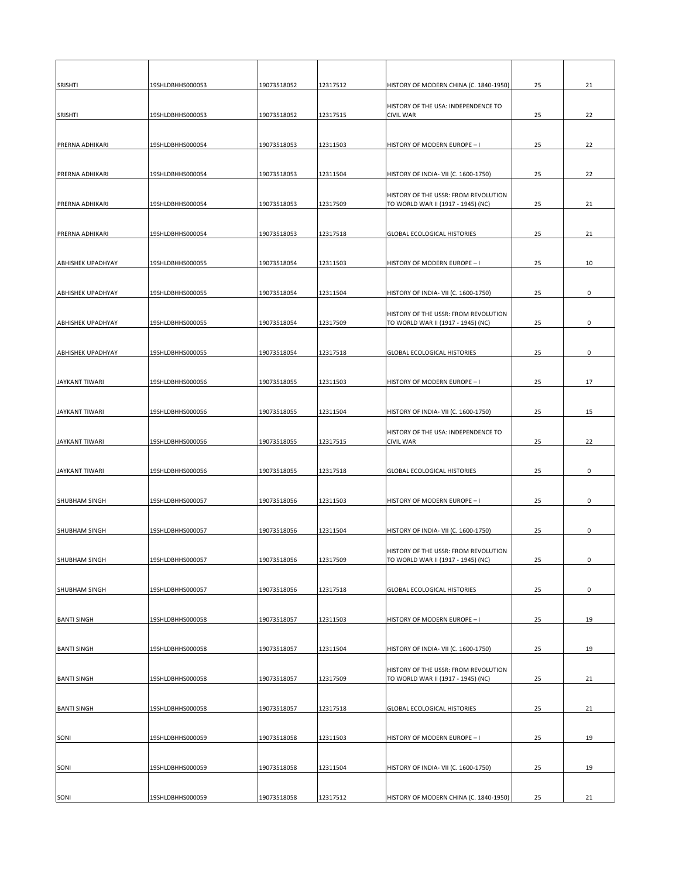| | | | | | | |
|---|---|---|---|---|---|---|
| SRISHTI | 19SHLDBHHS000053 | 19073518052 | 12317512 | HISTORY OF MODERN CHINA (C. 1840-1950) | 25 | 21 |
| SRISHTI | 19SHLDBHHS000053 | 19073518052 | 12317515 | HISTORY OF THE USA: INDEPENDENCE TO CIVIL WAR | 25 | 22 |
| PRERNA ADHIKARI | 19SHLDBHHS000054 | 19073518053 | 12311503 | HISTORY OF MODERN EUROPE – I | 25 | 22 |
| PRERNA ADHIKARI | 19SHLDBHHS000054 | 19073518053 | 12311504 | HISTORY OF INDIA- VII (C. 1600-1750) | 25 | 22 |
| PRERNA ADHIKARI | 19SHLDBHHS000054 | 19073518053 | 12317509 | HISTORY OF THE USSR: FROM REVOLUTION TO WORLD WAR II (1917 - 1945) (NC) | 25 | 21 |
| PRERNA ADHIKARI | 19SHLDBHHS000054 | 19073518053 | 12317518 | GLOBAL ECOLOGICAL HISTORIES | 25 | 21 |
| ABHISHEK UPADHYAY | 19SHLDBHHS000055 | 19073518054 | 12311503 | HISTORY OF MODERN EUROPE – I | 25 | 10 |
| ABHISHEK UPADHYAY | 19SHLDBHHS000055 | 19073518054 | 12311504 | HISTORY OF INDIA- VII (C. 1600-1750) | 25 | 0 |
| ABHISHEK UPADHYAY | 19SHLDBHHS000055 | 19073518054 | 12317509 | HISTORY OF THE USSR: FROM REVOLUTION TO WORLD WAR II (1917 - 1945) (NC) | 25 | 0 |
| ABHISHEK UPADHYAY | 19SHLDBHHS000055 | 19073518054 | 12317518 | GLOBAL ECOLOGICAL HISTORIES | 25 | 0 |
| JAYKANT TIWARI | 19SHLDBHHS000056 | 19073518055 | 12311503 | HISTORY OF MODERN EUROPE – I | 25 | 17 |
| JAYKANT TIWARI | 19SHLDBHHS000056 | 19073518055 | 12311504 | HISTORY OF INDIA- VII (C. 1600-1750) | 25 | 15 |
| JAYKANT TIWARI | 19SHLDBHHS000056 | 19073518055 | 12317515 | HISTORY OF THE USA: INDEPENDENCE TO CIVIL WAR | 25 | 22 |
| JAYKANT TIWARI | 19SHLDBHHS000056 | 19073518055 | 12317518 | GLOBAL ECOLOGICAL HISTORIES | 25 | 0 |
| SHUBHAM SINGH | 19SHLDBHHS000057 | 19073518056 | 12311503 | HISTORY OF MODERN EUROPE – I | 25 | 0 |
| SHUBHAM SINGH | 19SHLDBHHS000057 | 19073518056 | 12311504 | HISTORY OF INDIA- VII (C. 1600-1750) | 25 | 0 |
| SHUBHAM SINGH | 19SHLDBHHS000057 | 19073518056 | 12317509 | HISTORY OF THE USSR: FROM REVOLUTION TO WORLD WAR II (1917 - 1945) (NC) | 25 | 0 |
| SHUBHAM SINGH | 19SHLDBHHS000057 | 19073518056 | 12317518 | GLOBAL ECOLOGICAL HISTORIES | 25 | 0 |
| BANTI SINGH | 19SHLDBHHS000058 | 19073518057 | 12311503 | HISTORY OF MODERN EUROPE – I | 25 | 19 |
| BANTI SINGH | 19SHLDBHHS000058 | 19073518057 | 12311504 | HISTORY OF INDIA- VII (C. 1600-1750) | 25 | 19 |
| BANTI SINGH | 19SHLDBHHS000058 | 19073518057 | 12317509 | HISTORY OF THE USSR: FROM REVOLUTION TO WORLD WAR II (1917 - 1945) (NC) | 25 | 21 |
| BANTI SINGH | 19SHLDBHHS000058 | 19073518057 | 12317518 | GLOBAL ECOLOGICAL HISTORIES | 25 | 21 |
| SONI | 19SHLDBHHS000059 | 19073518058 | 12311503 | HISTORY OF MODERN EUROPE – I | 25 | 19 |
| SONI | 19SHLDBHHS000059 | 19073518058 | 12311504 | HISTORY OF INDIA- VII (C. 1600-1750) | 25 | 19 |
| SONI | 19SHLDBHHS000059 | 19073518058 | 12317512 | HISTORY OF MODERN CHINA (C. 1840-1950) | 25 | 21 |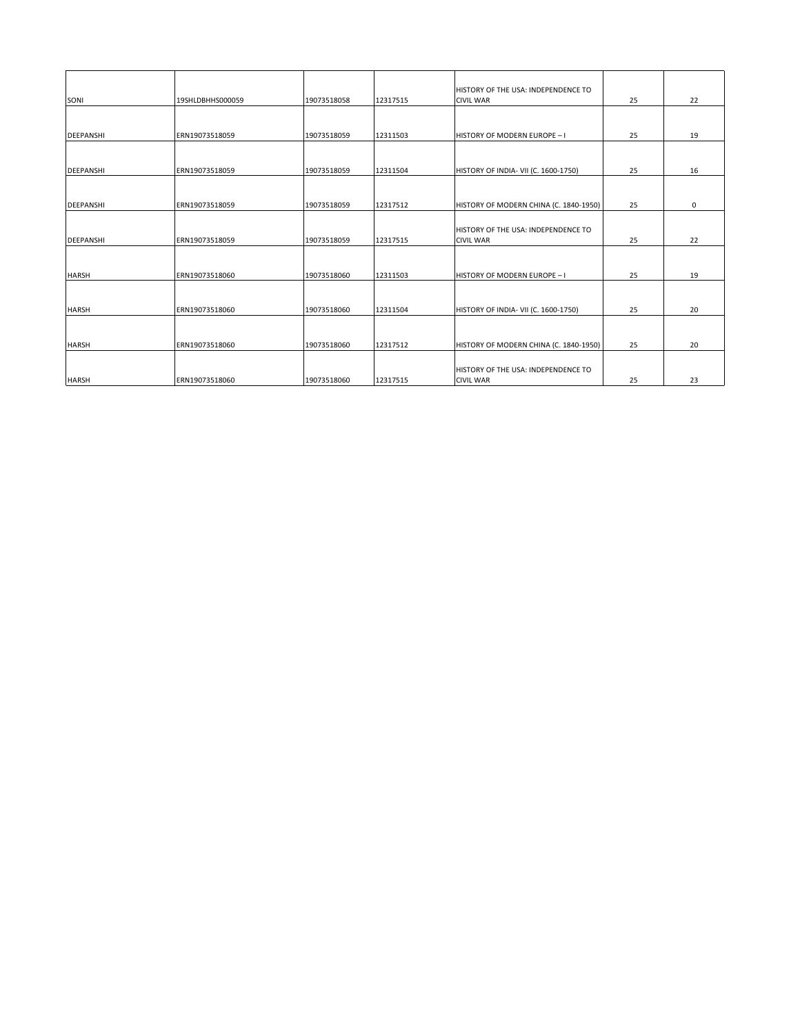| | | | | | | |
|---|---|---|---|---|---|---|
| SONI | 19SHLDBHHS000059 | 19073518058 | 12317515 | HISTORY OF THE USA: INDEPENDENCE TO CIVIL WAR | 25 | 22 |
| DEEPANSHI | ERN19073518059 | 19073518059 | 12311503 | HISTORY OF MODERN EUROPE – I | 25 | 19 |
| DEEPANSHI | ERN19073518059 | 19073518059 | 12311504 | HISTORY OF INDIA- VII (C. 1600-1750) | 25 | 16 |
| DEEPANSHI | ERN19073518059 | 19073518059 | 12317512 | HISTORY OF MODERN CHINA (C. 1840-1950) | 25 | 0 |
| DEEPANSHI | ERN19073518059 | 19073518059 | 12317515 | HISTORY OF THE USA: INDEPENDENCE TO CIVIL WAR | 25 | 22 |
| HARSH | ERN19073518060 | 19073518060 | 12311503 | HISTORY OF MODERN EUROPE – I | 25 | 19 |
| HARSH | ERN19073518060 | 19073518060 | 12311504 | HISTORY OF INDIA- VII (C. 1600-1750) | 25 | 20 |
| HARSH | ERN19073518060 | 19073518060 | 12317512 | HISTORY OF MODERN CHINA (C. 1840-1950) | 25 | 20 |
| HARSH | ERN19073518060 | 19073518060 | 12317515 | HISTORY OF THE USA: INDEPENDENCE TO CIVIL WAR | 25 | 23 |